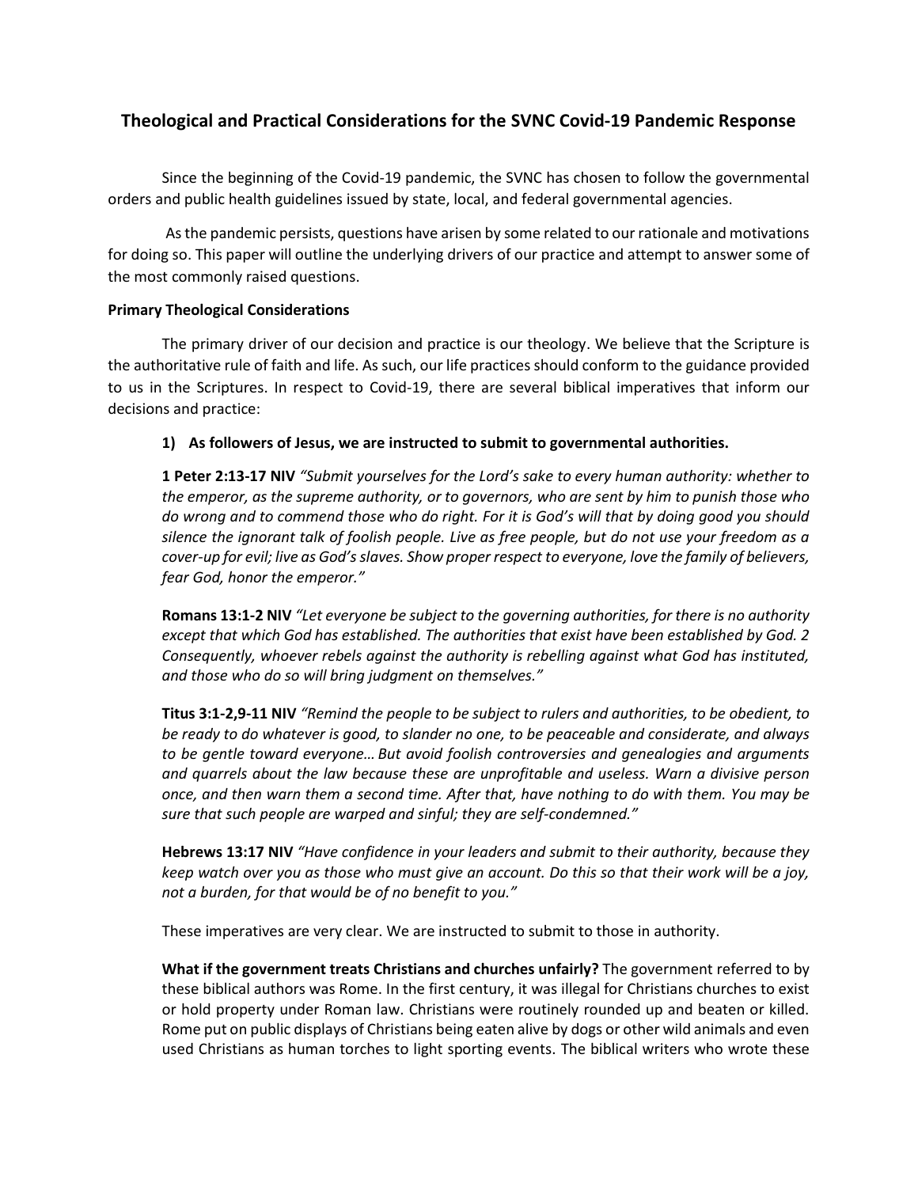# Theological and Practical Considerations for the SVNC Covid-19 Pandemic Response

Since the beginning of the Covid-19 pandemic, the SVNC has chosen to follow the governmental orders and public health guidelines issued by state, local, and federal governmental agencies.

As the pandemic persists, questions have arisen by some related to our rationale and motivations for doing so. This paper will outline the underlying drivers of our practice and attempt to answer some of the most commonly raised questions.

**Primary Theological Considerations**

The primary driver of our decision and practice is our theology. We believe that the Scripture is the authoritative rule of faith and life. As such, our life practices should conform to the guidance provided to us in the Scriptures. In respect to Covid-19, there are several biblical imperatives that inform our decisions and practice:

**1) As followers of Jesus, we are instructed to submit to governmental authorities.**

**1 Peter 2:13-17 NIV** *"Submit yourselves for the Lord's sake to every human authority: whether to the emperor, as the supreme authority, or to governors, who are sent by him to punish those who do wrong and to commend those who do right. For it is God's will that by doing good you should silence the ignorant talk of foolish people. Live as free people, but do not use your freedom as a cover-up for evil; live as God's slaves. Show proper respect to everyone, love the family of believers, fear God, honor the emperor."*

**Romans 13:1-2 NIV** *"Let everyone be subject to the governing authorities, for there is no authority except that which God has established. The authorities that exist have been established by God. 2 Consequently, whoever rebels against the authority is rebelling against what God has instituted, and those who do so will bring judgment on themselves."*

**Titus 3:1-2,9-11 NIV** *"Remind the people to be subject to rulers and authorities, to be obedient, to be ready to do whatever is good, to slander no one, to be peaceable and considerate, and always to be gentle toward everyone… But avoid foolish controversies and genealogies and arguments and quarrels about the law because these are unprofitable and useless. Warn a divisive person once, and then warn them a second time. After that, have nothing to do with them. You may be sure that such people are warped and sinful; they are self-condemned."*

**Hebrews 13:17 NIV** *"Have confidence in your leaders and submit to their authority, because they keep watch over you as those who must give an account. Do this so that their work will be a joy, not a burden, for that would be of no benefit to you."*

These imperatives are very clear. We are instructed to submit to those in authority.

**What if the government treats Christians and churches unfairly?** The government referred to by these biblical authors was Rome. In the first century, it was illegal for Christians churches to exist or hold property under Roman law. Christians were routinely rounded up and beaten or killed. Rome put on public displays of Christians being eaten alive by dogs or other wild animals and even used Christians as human torches to light sporting events. The biblical writers who wrote these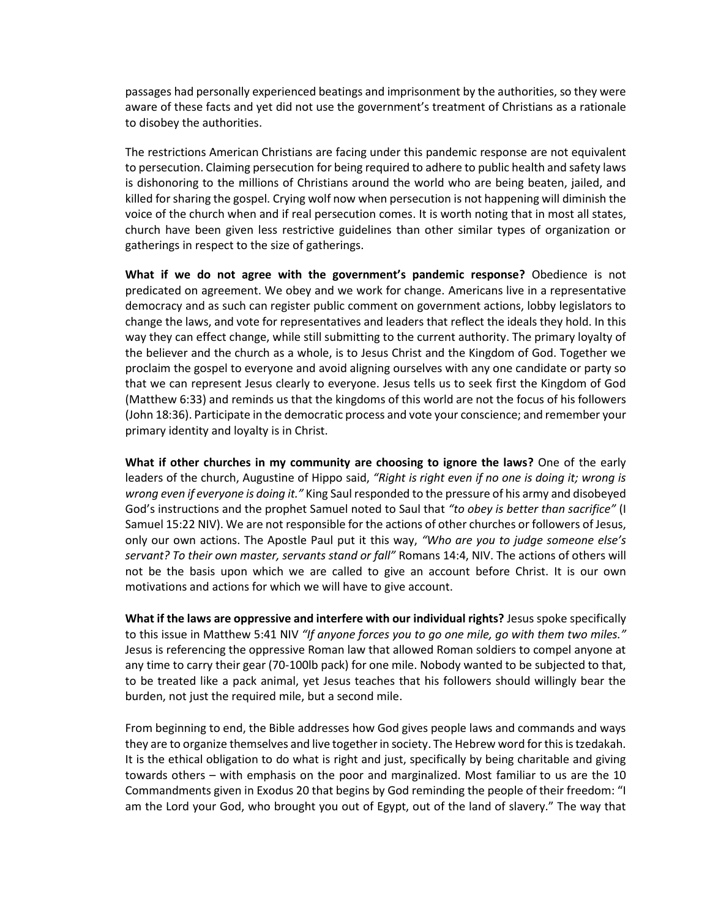passages had personally experienced beatings and imprisonment by the authorities, so they were aware of these facts and yet did not use the government's treatment of Christians as a rationale to disobey the authorities.

The restrictions American Christians are facing under this pandemic response are not equivalent to persecution. Claiming persecution for being required to adhere to public health and safety laws is dishonoring to the millions of Christians around the world who are being beaten, jailed, and killed for sharing the gospel. Crying wolf now when persecution is not happening will diminish the voice of the church when and if real persecution comes. It is worth noting that in most all states, church have been given less restrictive guidelines than other similar types of organization or gatherings in respect to the size of gatherings.

**What if we do not agree with the government's pandemic response?** Obedience is not predicated on agreement. We obey and we work for change. Americans live in a representative democracy and as such can register public comment on government actions, lobby legislators to change the laws, and vote for representatives and leaders that reflect the ideals they hold. In this way they can effect change, while still submitting to the current authority. The primary loyalty of the believer and the church as a whole, is to Jesus Christ and the Kingdom of God. Together we proclaim the gospel to everyone and avoid aligning ourselves with any one candidate or party so that we can represent Jesus clearly to everyone. Jesus tells us to seek first the Kingdom of God (Matthew 6:33) and reminds us that the kingdoms of this world are not the focus of his followers (John 18:36). Participate in the democratic process and vote your conscience; and remember your primary identity and loyalty is in Christ.

**What if other churches in my community are choosing to ignore the laws?** One of the early leaders of the church, Augustine of Hippo said, *"Right is right even if no one is doing it; wrong is wrong even if everyone is doing it."* King Saul responded to the pressure of his army and disobeyed God's instructions and the prophet Samuel noted to Saul that *"to obey is better than sacrifice"* (I Samuel 15:22 NIV). We are not responsible for the actions of other churches or followers of Jesus, only our own actions. The Apostle Paul put it this way, *"Who are you to judge someone else's servant? To their own master, servants stand or fall"* Romans 14:4, NIV. The actions of others will not be the basis upon which we are called to give an account before Christ. It is our own motivations and actions for which we will have to give account.

**What if the laws are oppressive and interfere with our individual rights?** Jesus spoke specifically to this issue in Matthew 5:41 NIV *"If anyone forces you to go one mile, go with them two miles."* Jesus is referencing the oppressive Roman law that allowed Roman soldiers to compel anyone at any time to carry their gear (70-100lb pack) for one mile. Nobody wanted to be subjected to that, to be treated like a pack animal, yet Jesus teaches that his followers should willingly bear the burden, not just the required mile, but a second mile.

From beginning to end, the Bible addresses how God gives people laws and commands and ways they are to organize themselves and live together in society. The Hebrew word for this is tzedakah. It is the ethical obligation to do what is right and just, specifically by being charitable and giving towards others – with emphasis on the poor and marginalized. Most familiar to us are the 10 Commandments given in Exodus 20 that begins by God reminding the people of their freedom: "I am the Lord your God, who brought you out of Egypt, out of the land of slavery." The way that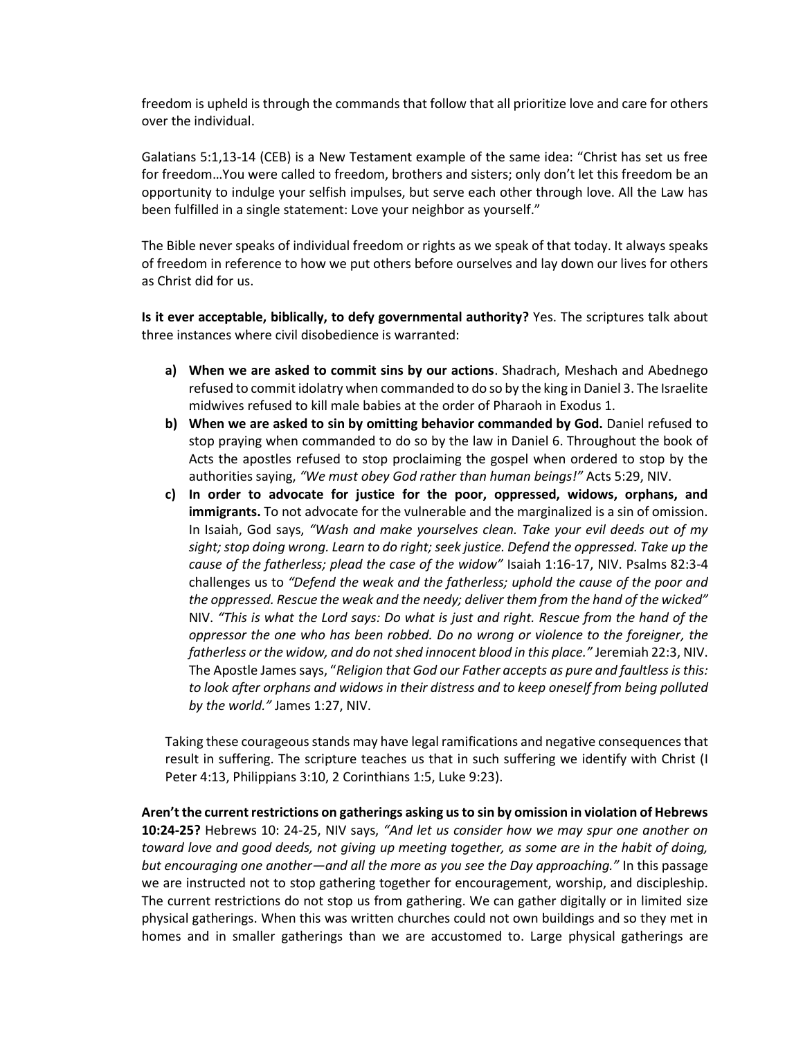freedom is upheld is through the commands that follow that all prioritize love and care for others over the individual.

Galatians 5:1,13-14 (CEB) is a New Testament example of the same idea: "Christ has set us free for freedom…You were called to freedom, brothers and sisters; only don't let this freedom be an opportunity to indulge your selfish impulses, but serve each other through love. All the Law has been fulfilled in a single statement: Love your neighbor as yourself."

The Bible never speaks of individual freedom or rights as we speak of that today. It always speaks of freedom in reference to how we put others before ourselves and lay down our lives for others as Christ did for us.

**Is it ever acceptable, biblically, to defy governmental authority?** Yes. The scriptures talk about three instances where civil disobedience is warranted:

a) **When we are asked to commit sins by our actions**. Shadrach, Meshach and Abednego refused to commit idolatry when commanded to do so by the king in Daniel 3. The Israelite midwives refused to kill male babies at the order of Pharaoh in Exodus 1.

b) **When we are asked to sin by omitting behavior commanded by God.** Daniel refused to stop praying when commanded to do so by the law in Daniel 6. Throughout the book of Acts the apostles refused to stop proclaiming the gospel when ordered to stop by the authorities saying, *"We must obey God rather than human beings!"* Acts 5:29, NIV.

c) **In order to advocate for justice for the poor, oppressed, widows, orphans, and immigrants.** To not advocate for the vulnerable and the marginalized is a sin of omission. In Isaiah, God says, *"Wash and make yourselves clean. Take your evil deeds out of my sight; stop doing wrong. Learn to do right; seek justice. Defend the oppressed. Take up the cause of the fatherless; plead the case of the widow"* Isaiah 1:16-17, NIV. Psalms 82:3-4 challenges us to *"Defend the weak and the fatherless; uphold the cause of the poor and the oppressed. Rescue the weak and the needy; deliver them from the hand of the wicked"* NIV. *"This is what the Lord says: Do what is just and right. Rescue from the hand of the oppressor the one who has been robbed. Do no wrong or violence to the foreigner, the fatherless or the widow, and do not shed innocent blood in this place."* Jeremiah 22:3, NIV. The Apostle James says, "*Religion that God our Father accepts as pure and faultless is this: to look after orphans and widows in their distress and to keep oneself from being polluted by the world."* James 1:27, NIV.

Taking these courageous stands may have legal ramifications and negative consequences that result in suffering. The scripture teaches us that in such suffering we identify with Christ (I Peter 4:13, Philippians 3:10, 2 Corinthians 1:5, Luke 9:23).

**Aren't the current restrictions on gatherings asking us to sin by omission in violation of Hebrews 10:24-25?** Hebrews 10: 24-25, NIV says, *"And let us consider how we may spur one another on toward love and good deeds, not giving up meeting together, as some are in the habit of doing, but encouraging one another—and all the more as you see the Day approaching."* In this passage we are instructed not to stop gathering together for encouragement, worship, and discipleship. The current restrictions do not stop us from gathering. We can gather digitally or in limited size physical gatherings. When this was written churches could not own buildings and so they met in homes and in smaller gatherings than we are accustomed to. Large physical gatherings are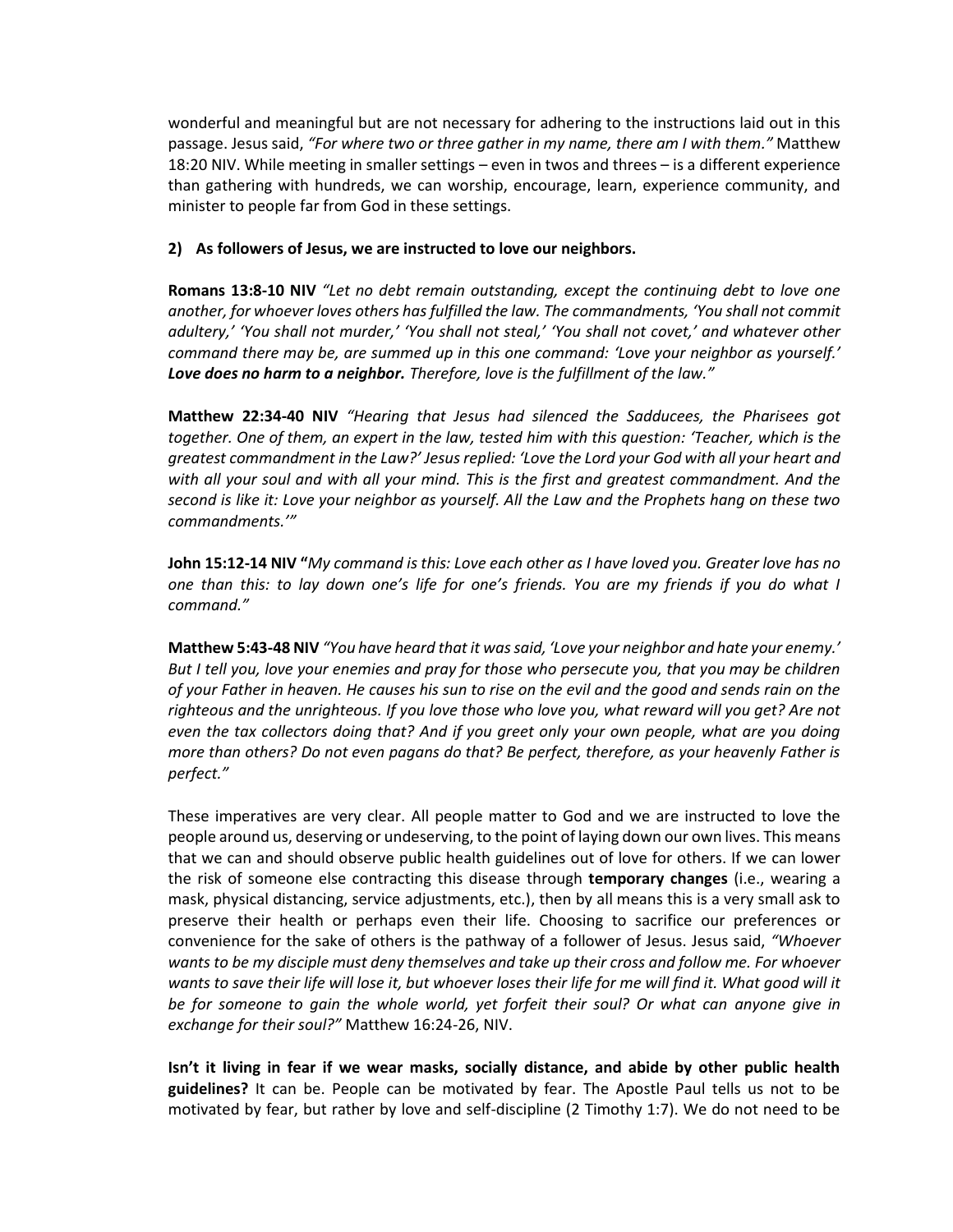wonderful and meaningful but are not necessary for adhering to the instructions laid out in this passage. Jesus said, *"For where two or three gather in my name, there am I with them."* Matthew 18:20 NIV. While meeting in smaller settings – even in twos and threes – is a different experience than gathering with hundreds, we can worship, encourage, learn, experience community, and minister to people far from God in these settings.

**2) As followers of Jesus, we are instructed to love our neighbors.**

**Romans 13:8-10 NIV** *"Let no debt remain outstanding, except the continuing debt to love one another, for whoever loves others has fulfilled the law. The commandments, 'You shall not commit adultery,' 'You shall not murder,' 'You shall not steal,' 'You shall not covet,' and whatever other command there may be, are summed up in this one command: 'Love your neighbor as yourself.'* ***Love does no harm to a neighbor.*** *Therefore, love is the fulfillment of the law."*

**Matthew 22:34-40 NIV** *"Hearing that Jesus had silenced the Sadducees, the Pharisees got together. One of them, an expert in the law, tested him with this question: 'Teacher, which is the greatest commandment in the Law?' Jesus replied: 'Love the Lord your God with all your heart and with all your soul and with all your mind. This is the first and greatest commandment. And the second is like it: Love your neighbor as yourself. All the Law and the Prophets hang on these two commandments.'"*

**John 15:12-14 NIV "***My command is this: Love each other as I have loved you. Greater love has no one than this: to lay down one's life for one's friends. You are my friends if you do what I command."*

**Matthew 5:43-48 NIV** *"You have heard that it was said, 'Love your neighbor and hate your enemy.' But I tell you, love your enemies and pray for those who persecute you, that you may be children of your Father in heaven. He causes his sun to rise on the evil and the good and sends rain on the righteous and the unrighteous. If you love those who love you, what reward will you get? Are not even the tax collectors doing that? And if you greet only your own people, what are you doing more than others? Do not even pagans do that? Be perfect, therefore, as your heavenly Father is perfect."*

These imperatives are very clear. All people matter to God and we are instructed to love the people around us, deserving or undeserving, to the point of laying down our own lives. This means that we can and should observe public health guidelines out of love for others. If we can lower the risk of someone else contracting this disease through **temporary changes** (i.e., wearing a mask, physical distancing, service adjustments, etc.), then by all means this is a very small ask to preserve their health or perhaps even their life. Choosing to sacrifice our preferences or convenience for the sake of others is the pathway of a follower of Jesus. Jesus said, *"Whoever wants to be my disciple must deny themselves and take up their cross and follow me. For whoever wants to save their life will lose it, but whoever loses their life for me will find it. What good will it be for someone to gain the whole world, yet forfeit their soul? Or what can anyone give in exchange for their soul?"* Matthew 16:24-26, NIV.

**Isn't it living in fear if we wear masks, socially distance, and abide by other public health guidelines?** It can be. People can be motivated by fear. The Apostle Paul tells us not to be motivated by fear, but rather by love and self-discipline (2 Timothy 1:7). We do not need to be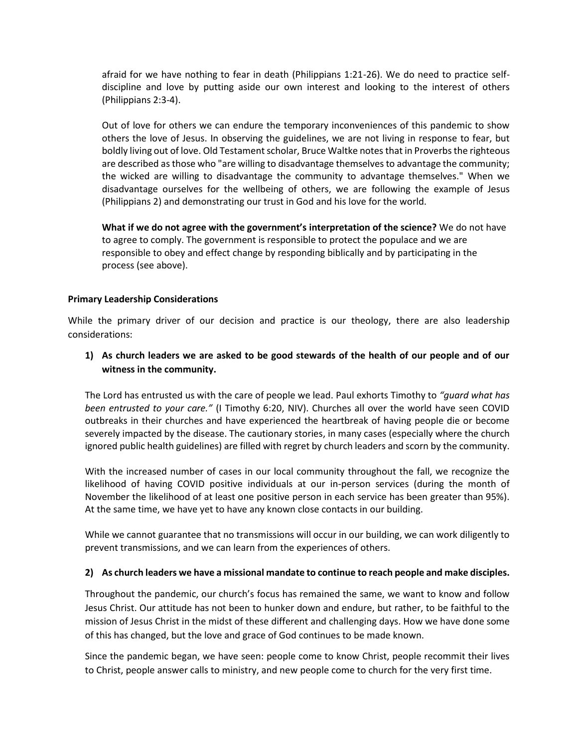afraid for we have nothing to fear in death (Philippians 1:21-26). We do need to practice self-discipline and love by putting aside our own interest and looking to the interest of others (Philippians 2:3-4).

Out of love for others we can endure the temporary inconveniences of this pandemic to show others the love of Jesus. In observing the guidelines, we are not living in response to fear, but boldly living out of love. Old Testament scholar, Bruce Waltke notes that in Proverbs the righteous are described as those who "are willing to disadvantage themselves to advantage the community; the wicked are willing to disadvantage the community to advantage themselves." When we disadvantage ourselves for the wellbeing of others, we are following the example of Jesus (Philippians 2) and demonstrating our trust in God and his love for the world.

**What if we do not agree with the government's interpretation of the science?** We do not have to agree to comply. The government is responsible to protect the populace and we are responsible to obey and effect change by responding biblically and by participating in the process (see above).

**Primary Leadership Considerations**

While the primary driver of our decision and practice is our theology, there are also leadership considerations:

**1) As church leaders we are asked to be good stewards of the health of our people and of our witness in the community.**

The Lord has entrusted us with the care of people we lead. Paul exhorts Timothy to *"guard what has been entrusted to your care."* (I Timothy 6:20, NIV). Churches all over the world have seen COVID outbreaks in their churches and have experienced the heartbreak of having people die or become severely impacted by the disease. The cautionary stories, in many cases (especially where the church ignored public health guidelines) are filled with regret by church leaders and scorn by the community.

With the increased number of cases in our local community throughout the fall, we recognize the likelihood of having COVID positive individuals at our in-person services (during the month of November the likelihood of at least one positive person in each service has been greater than 95%). At the same time, we have yet to have any known close contacts in our building.

While we cannot guarantee that no transmissions will occur in our building, we can work diligently to prevent transmissions, and we can learn from the experiences of others.

**2) As church leaders we have a missional mandate to continue to reach people and make disciples.**

Throughout the pandemic, our church's focus has remained the same, we want to know and follow Jesus Christ. Our attitude has not been to hunker down and endure, but rather, to be faithful to the mission of Jesus Christ in the midst of these different and challenging days. How we have done some of this has changed, but the love and grace of God continues to be made known.

Since the pandemic began, we have seen: people come to know Christ, people recommit their lives to Christ, people answer calls to ministry, and new people come to church for the very first time.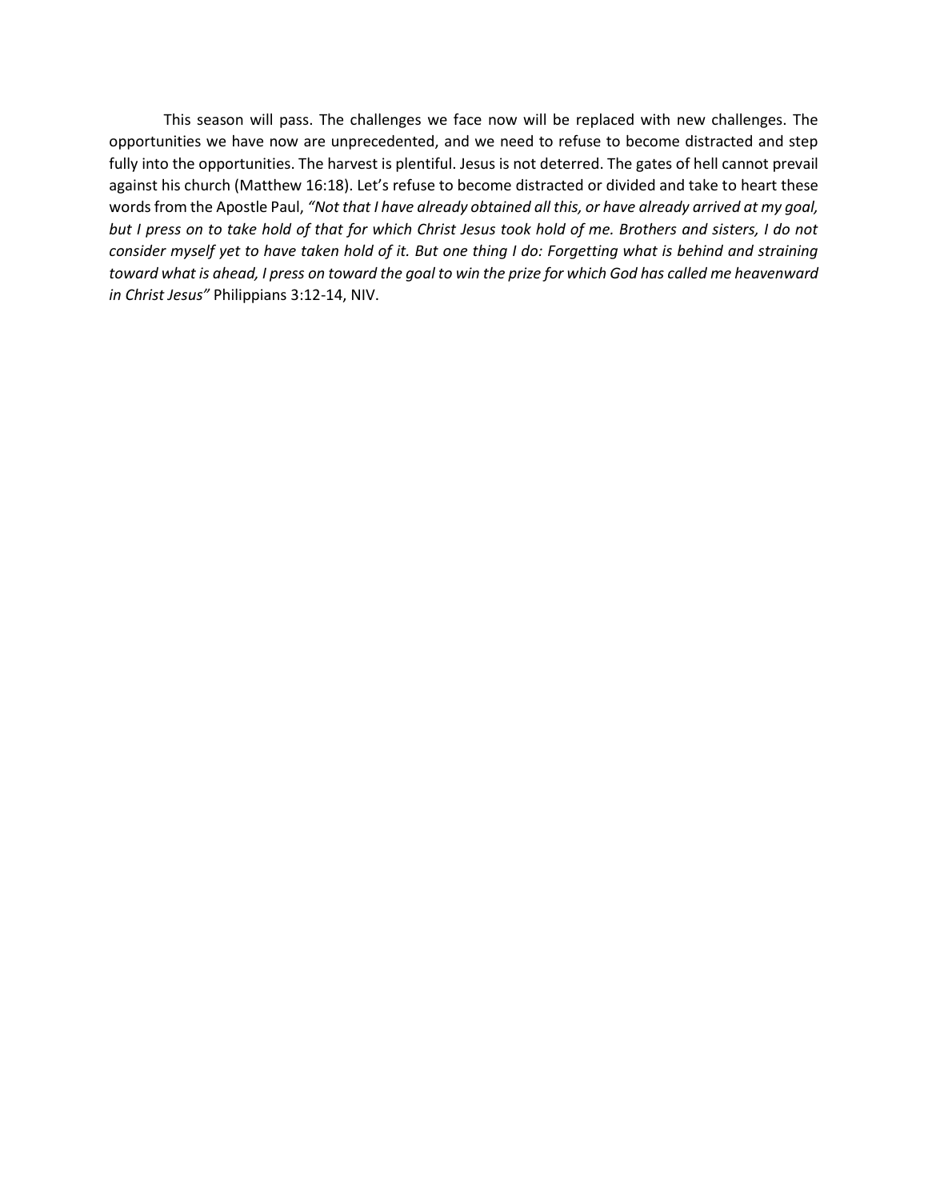This season will pass. The challenges we face now will be replaced with new challenges. The opportunities we have now are unprecedented, and we need to refuse to become distracted and step fully into the opportunities. The harvest is plentiful. Jesus is not deterred. The gates of hell cannot prevail against his church (Matthew 16:18). Let's refuse to become distracted or divided and take to heart these words from the Apostle Paul, *"Not that I have already obtained all this, or have already arrived at my goal, but I press on to take hold of that for which Christ Jesus took hold of me. Brothers and sisters, I do not consider myself yet to have taken hold of it. But one thing I do: Forgetting what is behind and straining toward what is ahead, I press on toward the goal to win the prize for which God has called me heavenward in Christ Jesus"* Philippians 3:12-14, NIV.